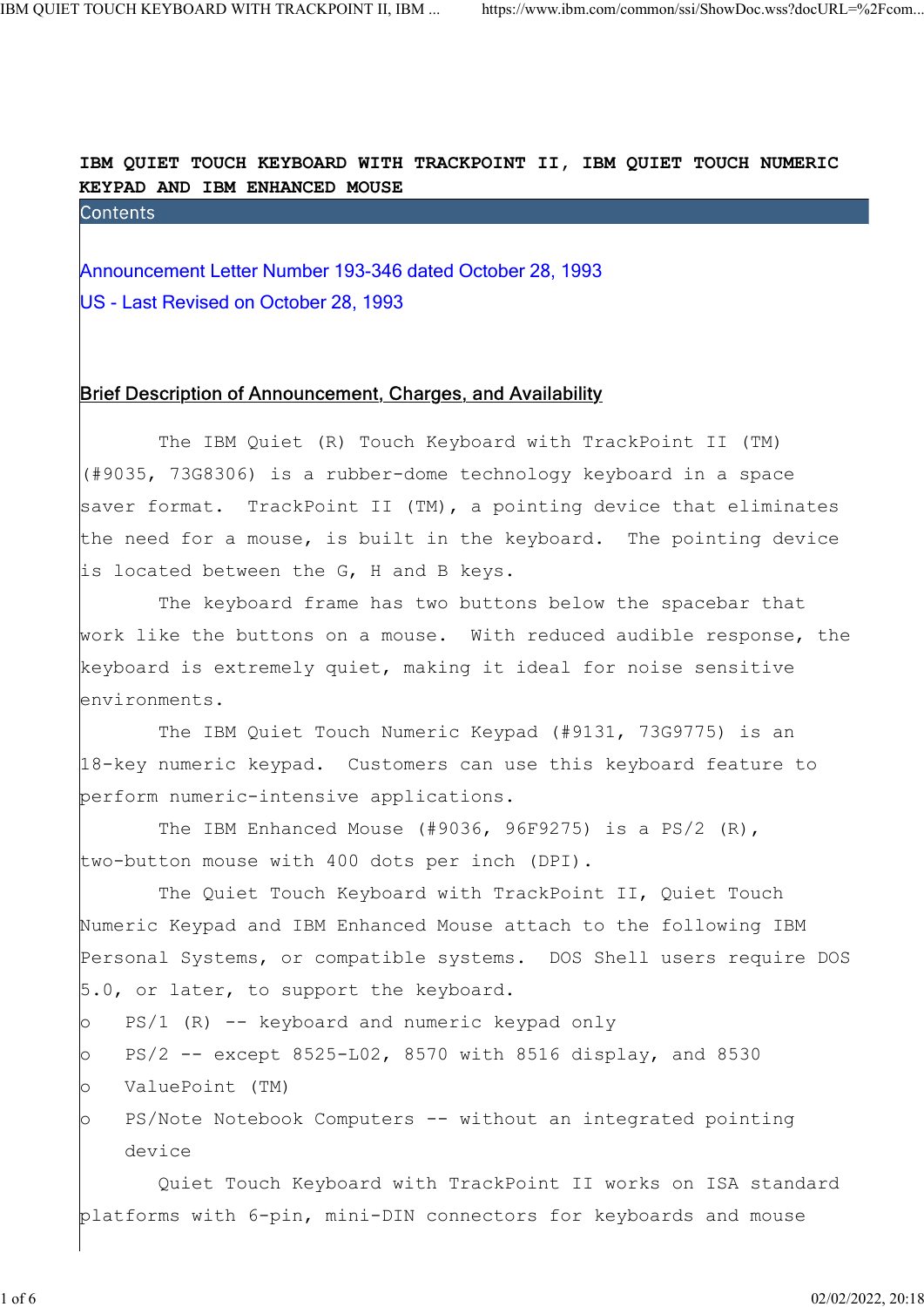# IBM QUIET TOUCH KEYBOARD WITH TRACKPOINT II, IBM QUIET TOUCH NUMERIC KEYPAD AND IBM ENHANCED MOUSE

## Contents

Announcement Letter Number 193-346 dated October 28, 1993

US - Last Revised on October 28, 1993

## Brief Description of Announcement, Charges, and Availability

The IBM Quiet (R) Touch Keyboard with TrackPoint II (TM) (#9035, 73G8306) is a rubber-dome technology keyboard in a space saver format. TrackPoint II (TM), a pointing device that eliminates the need for a mouse, is built in the keyboard. The pointing device is located between the G, H and B keys.

The keyboard frame has two buttons below the spacebar that work like the buttons on a mouse. With reduced audible response, the keyboard is extremely quiet, making it ideal for noise sensitive environments.

The IBM Quiet Touch Numeric Keypad (#9131, 73G9775) is an 18-key numeric keypad. Customers can use this keyboard feature to perform numeric-intensive applications.

The IBM Enhanced Mouse (#9036, 96F9275) is a PS/2 (R), two-button mouse with 400 dots per inch (DPI).

The Quiet Touch Keyboard with TrackPoint II, Quiet Touch Numeric Keypad and IBM Enhanced Mouse attach to the following IBM Personal Systems, or compatible systems. DOS Shell users require DOS 5.0, or later, to support the keyboard.

- PS/1 (R) -- keyboard and numeric keypad only
- PS/2 -- except 8525-L02, 8570 with 8516 display, and 8530
- ValuePoint (TM)
- PS/Note Notebook Computers -- without an integrated pointing device

Quiet Touch Keyboard with TrackPoint II works on ISA standard platforms with 6-pin, mini-DIN connectors for keyboards and mouse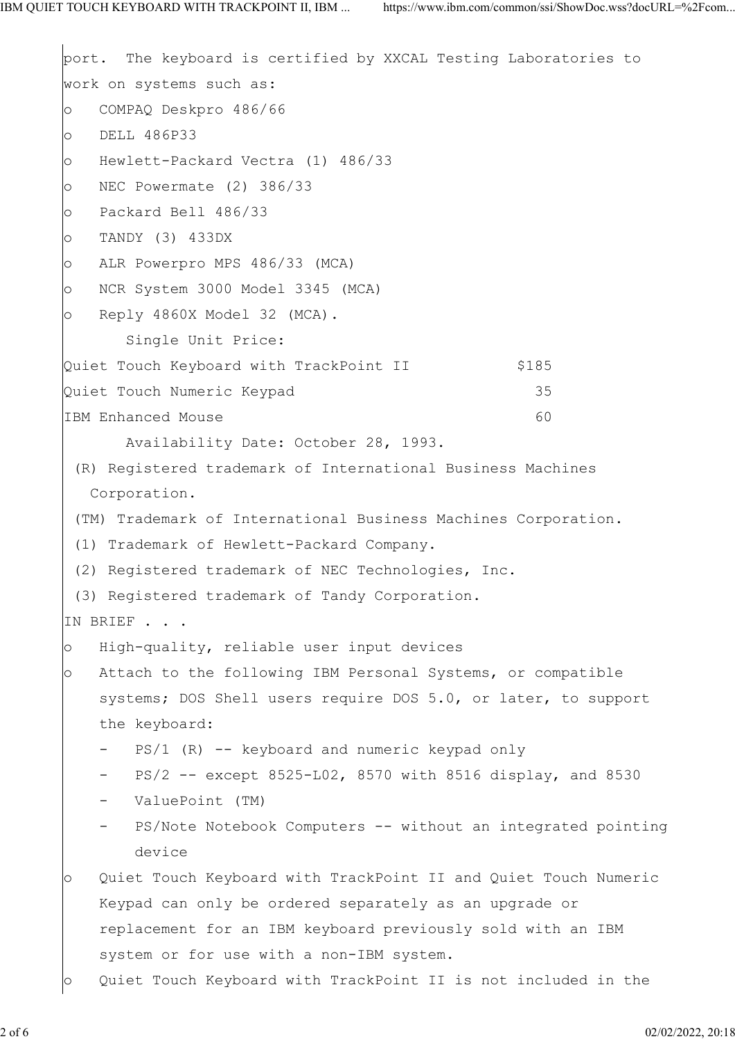port. The keyboard is certified by XXCAL Testing Laboratories to work on systems such as:

- COMPAQ Deskpro 486/66
- DELL 486P33
- Hewlett-Packard Vectra (1) 486/33
- NEC Powermate (2) 386/33
- Packard Bell 486/33
- TANDY (3) 433DX
- ALR Powerpro MPS 486/33 (MCA)
- NCR System 3000 Model 3345 (MCA)
- Reply 4860X Model 32 (MCA).

Single Unit Price:

| | |
|---|---|
| Quiet Touch Keyboard with TrackPoint II | $185 |
| Quiet Touch Numeric Keypad | 35 |
| IBM Enhanced Mouse | 60 |

Availability Date: October 28, 1993.

(R) Registered trademark of International Business Machines Corporation.

(TM) Trademark of International Business Machines Corporation.

(1) Trademark of Hewlett-Packard Company.

(2) Registered trademark of NEC Technologies, Inc.

(3) Registered trademark of Tandy Corporation.

IN BRIEF . . .

- High-quality, reliable user input devices
- Attach to the following IBM Personal Systems, or compatible systems; DOS Shell users require DOS 5.0, or later, to support the keyboard:
  - PS/1 (R) -- keyboard and numeric keypad only
  - PS/2 -- except 8525-L02, 8570 with 8516 display, and 8530
  - ValuePoint (TM)
  - PS/Note Notebook Computers -- without an integrated pointing device
- Quiet Touch Keyboard with TrackPoint II and Quiet Touch Numeric Keypad can only be ordered separately as an upgrade or replacement for an IBM keyboard previously sold with an IBM system or for use with a non-IBM system.
- Quiet Touch Keyboard with TrackPoint II is not included in the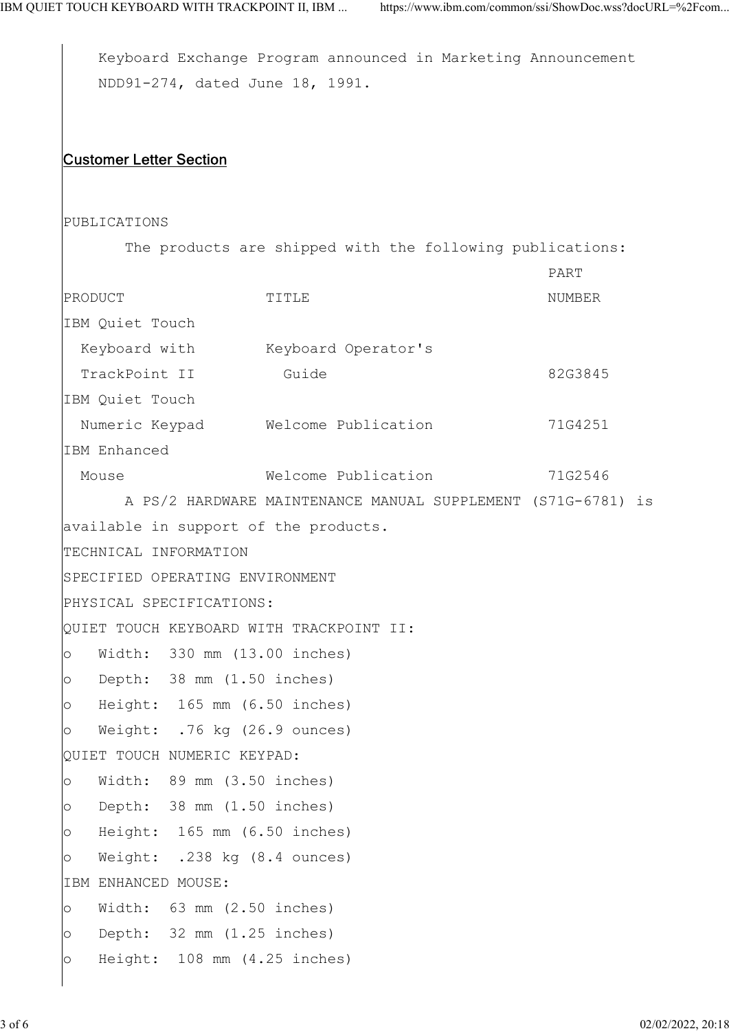Keyboard Exchange Program announced in Marketing Announcement NDD91-274, dated June 18, 1991.

## Customer Letter Section

PUBLICATIONS

The products are shipped with the following publications:

| PRODUCT | TITLE | PART NUMBER |
|---|---|---|
| IBM Quiet Touch Keyboard with TrackPoint II | Keyboard Operator's Guide | 82G3845 |
| IBM Quiet Touch Numeric Keypad | Welcome Publication | 71G4251 |
| IBM Enhanced Mouse | Welcome Publication | 71G2546 |

A PS/2 HARDWARE MAINTENANCE MANUAL SUPPLEMENT (S71G-6781) is available in support of the products.

TECHNICAL INFORMATION

SPECIFIED OPERATING ENVIRONMENT

PHYSICAL SPECIFICATIONS:

QUIET TOUCH KEYBOARD WITH TRACKPOINT II:

- Width: 330 mm (13.00 inches)
- Depth: 38 mm (1.50 inches)
- Height: 165 mm (6.50 inches)
- Weight: .76 kg (26.9 ounces)

QUIET TOUCH NUMERIC KEYPAD:

- Width: 89 mm (3.50 inches)
- Depth: 38 mm (1.50 inches)
- Height: 165 mm (6.50 inches)
- Weight: .238 kg (8.4 ounces)

IBM ENHANCED MOUSE:

- Width: 63 mm (2.50 inches)
- Depth: 32 mm (1.25 inches)
- Height: 108 mm (4.25 inches)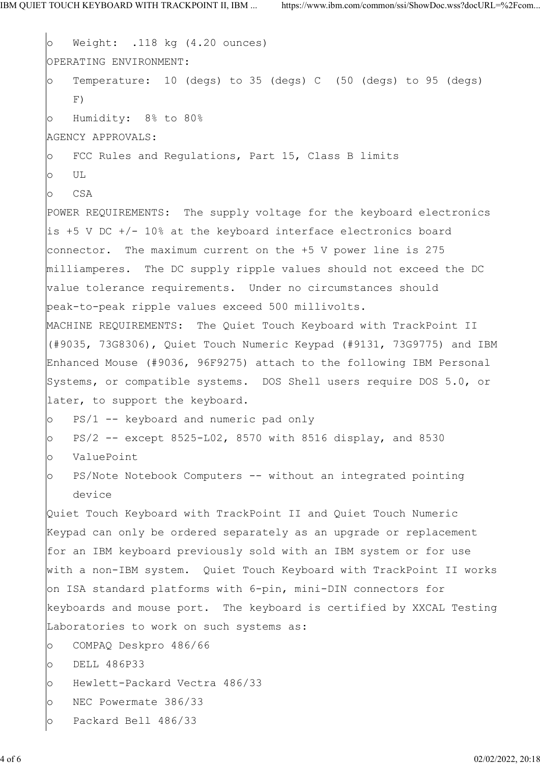- Weight: .118 kg (4.20 ounces)

OPERATING ENVIRONMENT:

- Temperature: 10 (degs) to 35 (degs) C (50 (degs) to 95 (degs) F)
- Humidity: 8% to 80%

AGENCY APPROVALS:

- FCC Rules and Regulations, Part 15, Class B limits
- UL
- CSA

POWER REQUIREMENTS: The supply voltage for the keyboard electronics is +5 V DC +/- 10% at the keyboard interface electronics board connector. The maximum current on the +5 V power line is 275 milliamperes. The DC supply ripple values should not exceed the DC value tolerance requirements. Under no circumstances should peak-to-peak ripple values exceed 500 millivolts.

MACHINE REQUIREMENTS: The Quiet Touch Keyboard with TrackPoint II (#9035, 73G8306), Quiet Touch Numeric Keypad (#9131, 73G9775) and IBM Enhanced Mouse (#9036, 96F9275) attach to the following IBM Personal Systems, or compatible systems. DOS Shell users require DOS 5.0, or later, to support the keyboard.

- PS/1 -- keyboard and numeric pad only
- PS/2 -- except 8525-L02, 8570 with 8516 display, and 8530
- ValuePoint
- PS/Note Notebook Computers -- without an integrated pointing device

Quiet Touch Keyboard with TrackPoint II and Quiet Touch Numeric Keypad can only be ordered separately as an upgrade or replacement for an IBM keyboard previously sold with an IBM system or for use with a non-IBM system. Quiet Touch Keyboard with TrackPoint II works on ISA standard platforms with 6-pin, mini-DIN connectors for keyboards and mouse port. The keyboard is certified by XXCAL Testing Laboratories to work on such systems as:

- COMPAQ Deskpro 486/66
- DELL 486P33
- Hewlett-Packard Vectra 486/33
- NEC Powermate 386/33
- Packard Bell 486/33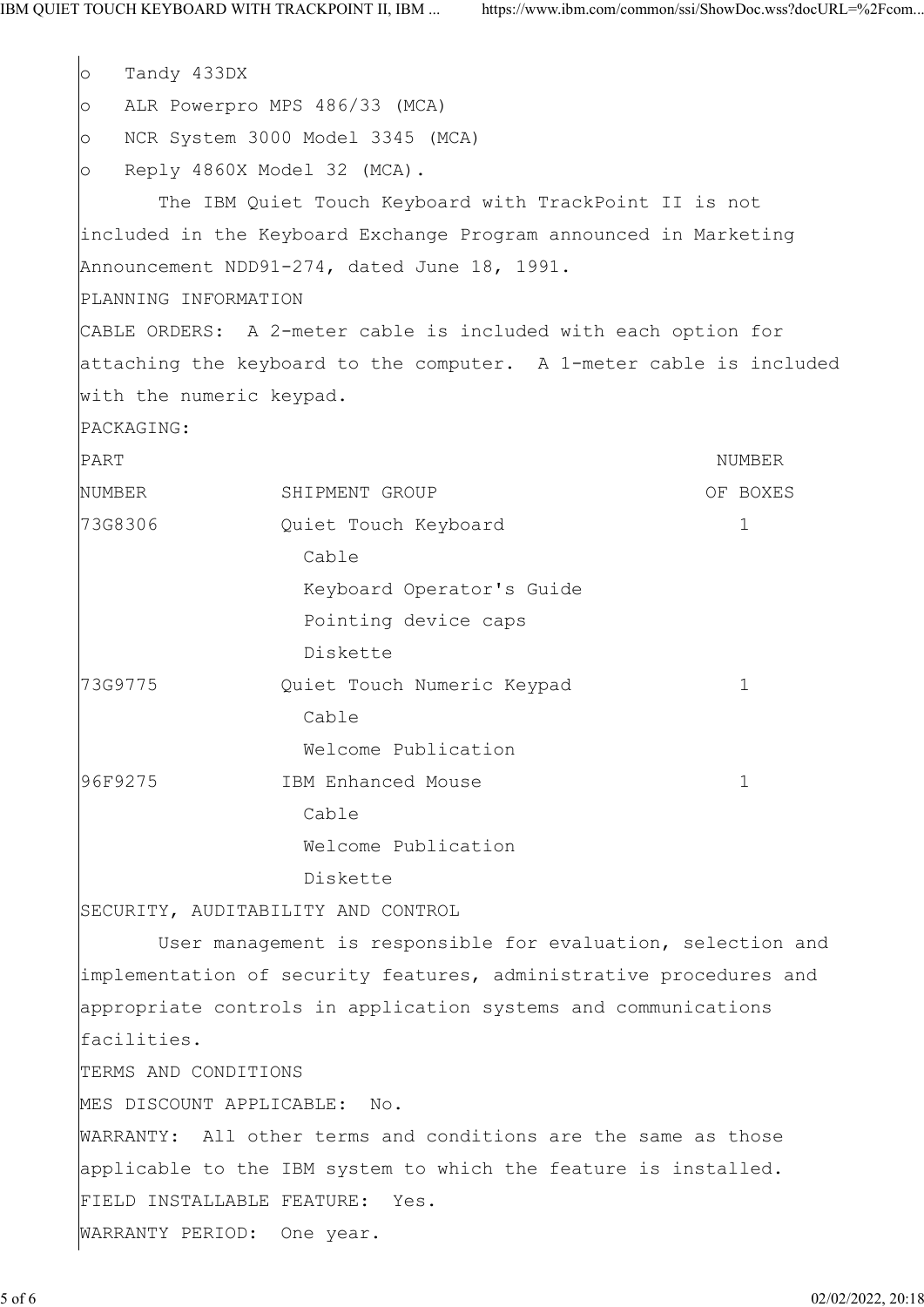- Tandy 433DX
- ALR Powerpro MPS 486/33 (MCA)
- NCR System 3000 Model 3345 (MCA)
- Reply 4860X Model 32 (MCA).

The IBM Quiet Touch Keyboard with TrackPoint II is not included in the Keyboard Exchange Program announced in Marketing Announcement NDD91-274, dated June 18, 1991.

## PLANNING INFORMATION

CABLE ORDERS: A 2-meter cable is included with each option for attaching the keyboard to the computer. A 1-meter cable is included with the numeric keypad.

PACKAGING:

| PART NUMBER | SHIPMENT GROUP | NUMBER OF BOXES |
|---|---|---|
| 73G8306 | Quiet Touch Keyboard | 1 |
| | Cable | |
| | Keyboard Operator's Guide | |
| | Pointing device caps | |
| | Diskette | |
| 73G9775 | Quiet Touch Numeric Keypad | 1 |
| | Cable | |
| | Welcome Publication | |
| 96F9275 | IBM Enhanced Mouse | 1 |
| | Cable | |
| | Welcome Publication | |
| | Diskette | |

## SECURITY, AUDITABILITY AND CONTROL

User management is responsible for evaluation, selection and implementation of security features, administrative procedures and appropriate controls in application systems and communications facilities.

## TERMS AND CONDITIONS

MES DISCOUNT APPLICABLE: No.

WARRANTY: All other terms and conditions are the same as those applicable to the IBM system to which the feature is installed.

FIELD INSTALLABLE FEATURE: Yes.

WARRANTY PERIOD: One year.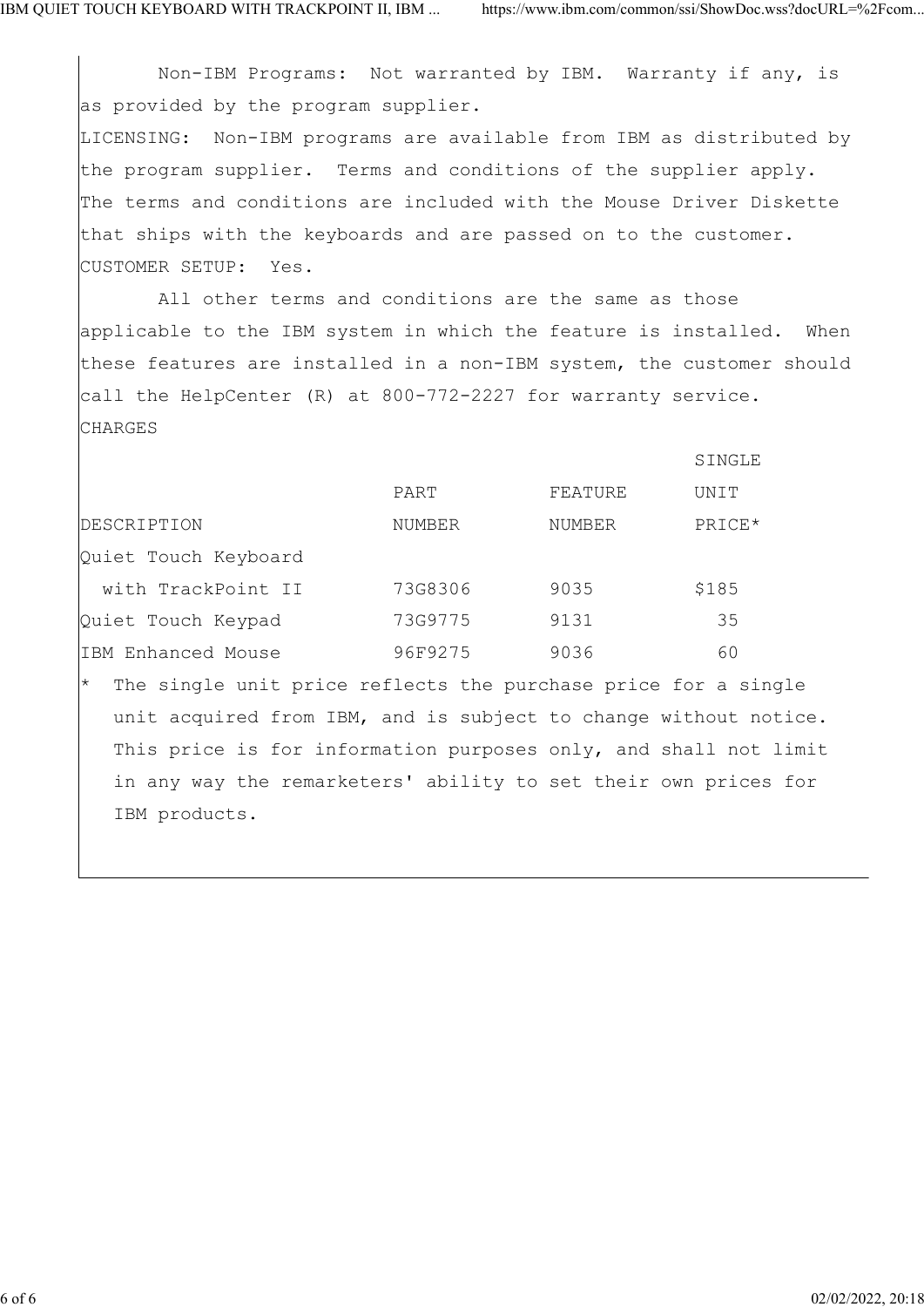Non-IBM Programs: Not warranted by IBM. Warranty if any, is as provided by the program supplier.

LICENSING: Non-IBM programs are available from IBM as distributed by the program supplier. Terms and conditions of the supplier apply. The terms and conditions are included with the Mouse Driver Diskette that ships with the keyboards and are passed on to the customer.

CUSTOMER SETUP: Yes.

All other terms and conditions are the same as those applicable to the IBM system in which the feature is installed. When these features are installed in a non-IBM system, the customer should call the HelpCenter (R) at 800-772-2227 for warranty service.

CHARGES

| DESCRIPTION | PART NUMBER | FEATURE NUMBER | SINGLE UNIT PRICE* |
|---|---|---|---|
| Quiet Touch Keyboard with TrackPoint II | 73G8306 | 9035 | $185 |
| Quiet Touch Keypad | 73G9775 | 9131 | 35 |
| IBM Enhanced Mouse | 96F9275 | 9036 | 60 |

\* The single unit price reflects the purchase price for a single unit acquired from IBM, and is subject to change without notice. This price is for information purposes only, and shall not limit in any way the remarketers' ability to set their own prices for IBM products.